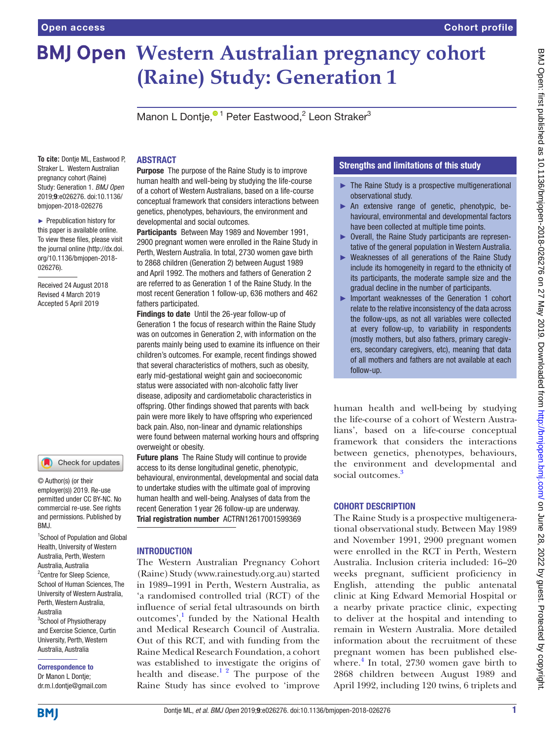Open access

Cohort profile

# Western Australian pregnancy cohort (Raine) Study: Generation 1

Manon L Dontje,[1] Peter Eastwood,[2] Leon Straker[3]

**To cite:** Dontje ML, Eastwood P, Straker L. Western Australian pregnancy cohort (Raine) Study: Generation 1. *BMJ Open* 2019;**9**:e026276. doi:10.1136/bmjopen-2018-026276

► Prepublication history for this paper is available online. To view these files, please visit the journal online (http://dx.doi.org/10.1136/bmjopen-2018-026276).

Received 24 August 2018
Revised 4 March 2019
Accepted 5 April 2019

© Author(s) (or their employer(s)) 2019. Re-use permitted under CC BY-NC. No commercial re-use. See rights and permissions. Published by BMJ.

[1]School of Population and Global Health, University of Western Australia, Perth, Western Australia, Australia
[2]Centre for Sleep Science, School of Human Sciences, The University of Western Australia, Perth, Western Australia, Australia
[3]School of Physiotherapy and Exercise Science, Curtin University, Perth, Western Australia, Australia

**Correspondence to**
Dr Manon L Dontje;
dr.m.l.dontje@gmail.com

## ABSTRACT

**Purpose** The purpose of the Raine Study is to improve human health and well-being by studying the life-course of a cohort of Western Australians, based on a life-course conceptual framework that considers interactions between genetics, phenotypes, behaviours, the environment and developmental and social outcomes.

**Participants** Between May 1989 and November 1991, 2900 pregnant women were enrolled in the Raine Study in Perth, Western Australia. In total, 2730 women gave birth to 2868 children (Generation 2) between August 1989 and April 1992. The mothers and fathers of Generation 2 are referred to as Generation 1 of the Raine Study. In the most recent Generation 1 follow-up, 636 mothers and 462 fathers participated.

**Findings to date** Until the 26-year follow-up of Generation 1 the focus of research within the Raine Study was on outcomes in Generation 2, with information on the parents mainly being used to examine its influence on their children's outcomes. For example, recent findings showed that several characteristics of mothers, such as obesity, early mid-gestational weight gain and socioeconomic status were associated with non-alcoholic fatty liver disease, adiposity and cardiometabolic characteristics in offspring. Other findings showed that parents with back pain were more likely to have offspring who experienced back pain. Also, non-linear and dynamic relationships were found between maternal working hours and offspring overweight or obesity.

**Future plans** The Raine Study will continue to provide access to its dense longitudinal genetic, phenotypic, behavioural, environmental, developmental and social data to undertake studies with the ultimate goal of improving human health and well-being. Analyses of data from the recent Generation 1 year 26 follow-up are underway.

**Trial registration number** ACTRN12617001599369

### Strengths and limitations of this study

- ► The Raine Study is a prospective multigenerational observational study.
- ► An extensive range of genetic, phenotypic, behavioural, environmental and developmental factors have been collected at multiple time points.
- ► Overall, the Raine Study participants are representative of the general population in Western Australia.
- ► Weaknesses of all generations of the Raine Study include its homogeneity in regard to the ethnicity of its participants, the moderate sample size and the gradual decline in the number of participants.
- ► Important weaknesses of the Generation 1 cohort relate to the relative inconsistency of the data across the follow-ups, as not all variables were collected at every follow-up, to variability in respondents (mostly mothers, but also fathers, primary caregivers, secondary caregivers, etc), meaning that data of all mothers and fathers are not available at each follow-up.

## INTRODUCTION

The Western Australian Pregnancy Cohort (Raine) Study (www.rainestudy.org.au) started in 1989–1991 in Perth, Western Australia, as 'a randomised controlled trial (RCT) of the influence of serial fetal ultrasounds on birth outcomes',[1] funded by the National Health and Medical Research Council of Australia. Out of this RCT, and with funding from the Raine Medical Research Foundation, a cohort was established to investigate the origins of health and disease.[1,2] The purpose of the Raine Study has since evolved to 'improve human health and well-being by studying the life-course of a cohort of Western Australians', based on a life-course conceptual framework that considers the interactions between genetics, phenotypes, behaviours, the environment and developmental and social outcomes.[3]

## COHORT DESCRIPTION

The Raine Study is a prospective multigenerational observational study. Between May 1989 and November 1991, 2900 pregnant women were enrolled in the RCT in Perth, Western Australia. Inclusion criteria included: 16–20 weeks pregnant, sufficient proficiency in English, attending the public antenatal clinic at King Edward Memorial Hospital or a nearby private practice clinic, expecting to deliver at the hospital and intending to remain in Western Australia. More detailed information about the recruitment of these pregnant women has been published elsewhere.[4] In total, 2730 women gave birth to 2868 children between August 1989 and April 1992, including 120 twins, 6 triplets and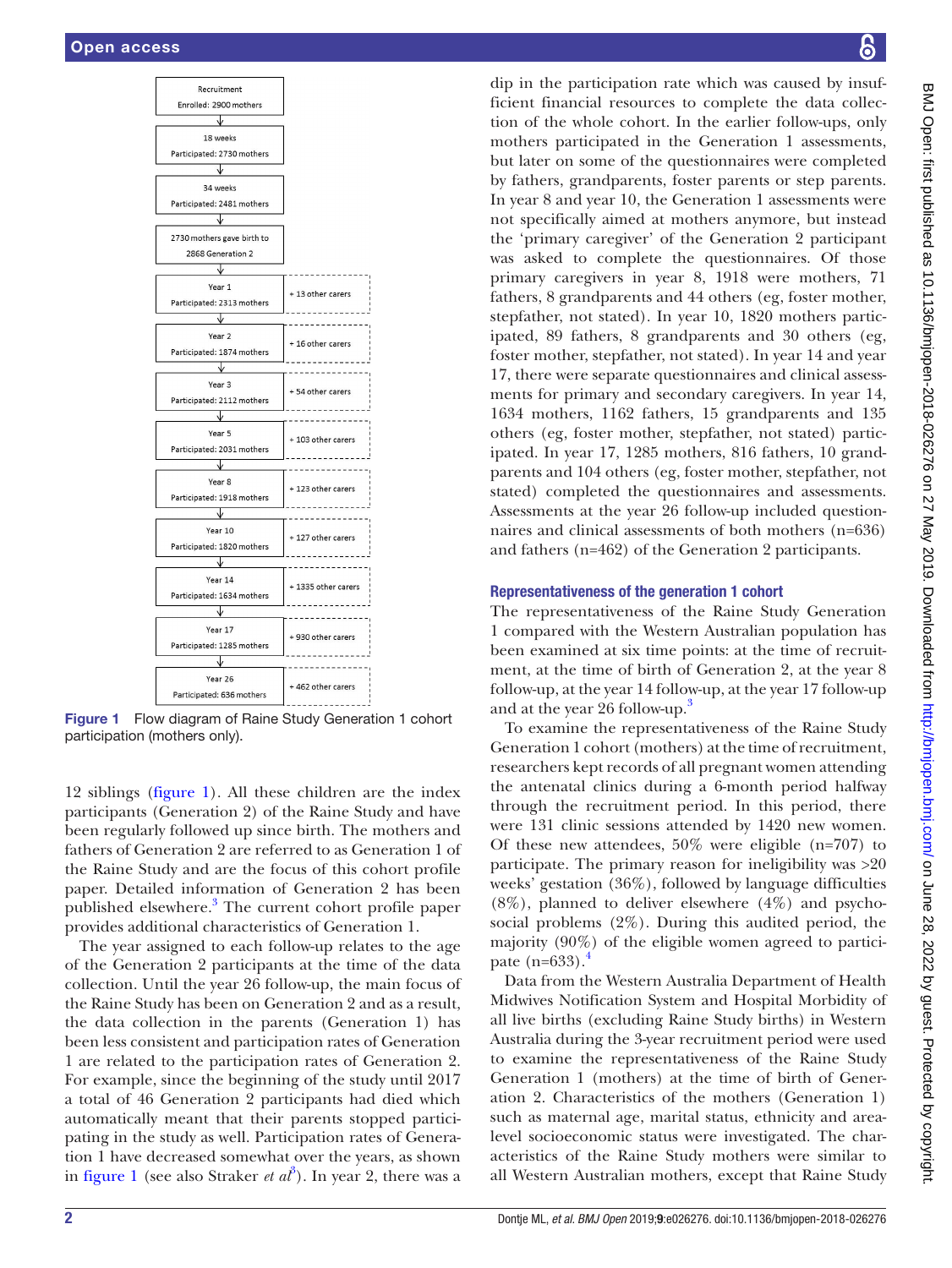| Recruitment Enrolled: 2900 mothers | |
|---|---|
| 18 weeks Participated: 2730 mothers | |
| 34 weeks Participated: 2481 mothers | |
| 2730 mothers gave birth to 2868 Generation 2 | |
| Year 1 Participated: 2313 mothers | + 13 other carers |
| Year 2 Participated: 1874 mothers | + 16 other carers |
| Year 3 Participated: 2112 mothers | + 54 other carers |
| Year 5 Participated: 2031 mothers | + 103 other carers |
| Year 8 Participated: 1918 mothers | + 123 other carers |
| Year 10 Participated: 1820 mothers | + 127 other carers |
| Year 14 Participated: 1634 mothers | + 1335 other carers |
| Year 17 Participated: 1285 mothers | + 930 other carers |
| Year 26 Participated: 636 mothers | + 462 other carers |

**Figure 1** Flow diagram of Raine Study Generation 1 cohort participation (mothers only).

12 siblings (figure 1). All these children are the index participants (Generation 2) of the Raine Study and have been regularly followed up since birth. The mothers and fathers of Generation 2 are referred to as Generation 1 of the Raine Study and are the focus of this cohort profile paper. Detailed information of Generation 2 has been published elsewhere.[3] The current cohort profile paper provides additional characteristics of Generation 1.

The year assigned to each follow-up relates to the age of the Generation 2 participants at the time of the data collection. Until the year 26 follow-up, the main focus of the Raine Study has been on Generation 2 and as a result, the data collection in the parents (Generation 1) has been less consistent and participation rates of Generation 1 are related to the participation rates of Generation 2. For example, since the beginning of the study until 2017 a total of 46 Generation 2 participants had died which automatically meant that their parents stopped participating in the study as well. Participation rates of Generation 1 have decreased somewhat over the years, as shown in figure 1 (see also Straker *et al*[3]). In year 2, there was a dip in the participation rate which was caused by insufficient financial resources to complete the data collection of the whole cohort. In the earlier follow-ups, only mothers participated in the Generation 1 assessments, but later on some of the questionnaires were completed by fathers, grandparents, foster parents or step parents. In year 8 and year 10, the Generation 1 assessments were not specifically aimed at mothers anymore, but instead the 'primary caregiver' of the Generation 2 participant was asked to complete the questionnaires. Of those primary caregivers in year 8, 1918 were mothers, 71 fathers, 8 grandparents and 44 others (eg, foster mother, stepfather, not stated). In year 10, 1820 mothers participated, 89 fathers, 8 grandparents and 30 others (eg, foster mother, stepfather, not stated). In year 14 and year 17, there were separate questionnaires and clinical assessments for primary and secondary caregivers. In year 14, 1634 mothers, 1162 fathers, 15 grandparents and 135 others (eg, foster mother, stepfather, not stated) participated. In year 17, 1285 mothers, 816 fathers, 10 grandparents and 104 others (eg, foster mother, stepfather, not stated) completed the questionnaires and assessments. Assessments at the year 26 follow-up included questionnaires and clinical assessments of both mothers (n=636) and fathers (n=462) of the Generation 2 participants.

## Representativeness of the generation 1 cohort

The representativeness of the Raine Study Generation 1 compared with the Western Australian population has been examined at six time points: at the time of recruitment, at the time of birth of Generation 2, at the year 8 follow-up, at the year 14 follow-up, at the year 17 follow-up and at the year 26 follow-up.[3]

To examine the representativeness of the Raine Study Generation 1 cohort (mothers) at the time of recruitment, researchers kept records of all pregnant women attending the antenatal clinics during a 6-month period halfway through the recruitment period. In this period, there were 131 clinic sessions attended by 1420 new women. Of these new attendees, 50% were eligible (n=707) to participate. The primary reason for ineligibility was >20 weeks' gestation (36%), followed by language difficulties (8%), planned to deliver elsewhere (4%) and psychosocial problems (2%). During this audited period, the majority (90%) of the eligible women agreed to participate (n=633).[4]

Data from the Western Australia Department of Health Midwives Notification System and Hospital Morbidity of all live births (excluding Raine Study births) in Western Australia during the 3-year recruitment period were used to examine the representativeness of the Raine Study Generation 1 (mothers) at the time of birth of Generation 2. Characteristics of the mothers (Generation 1) such as maternal age, marital status, ethnicity and area-level socioeconomic status were investigated. The characteristics of the Raine Study mothers were similar to all Western Australian mothers, except that Raine Study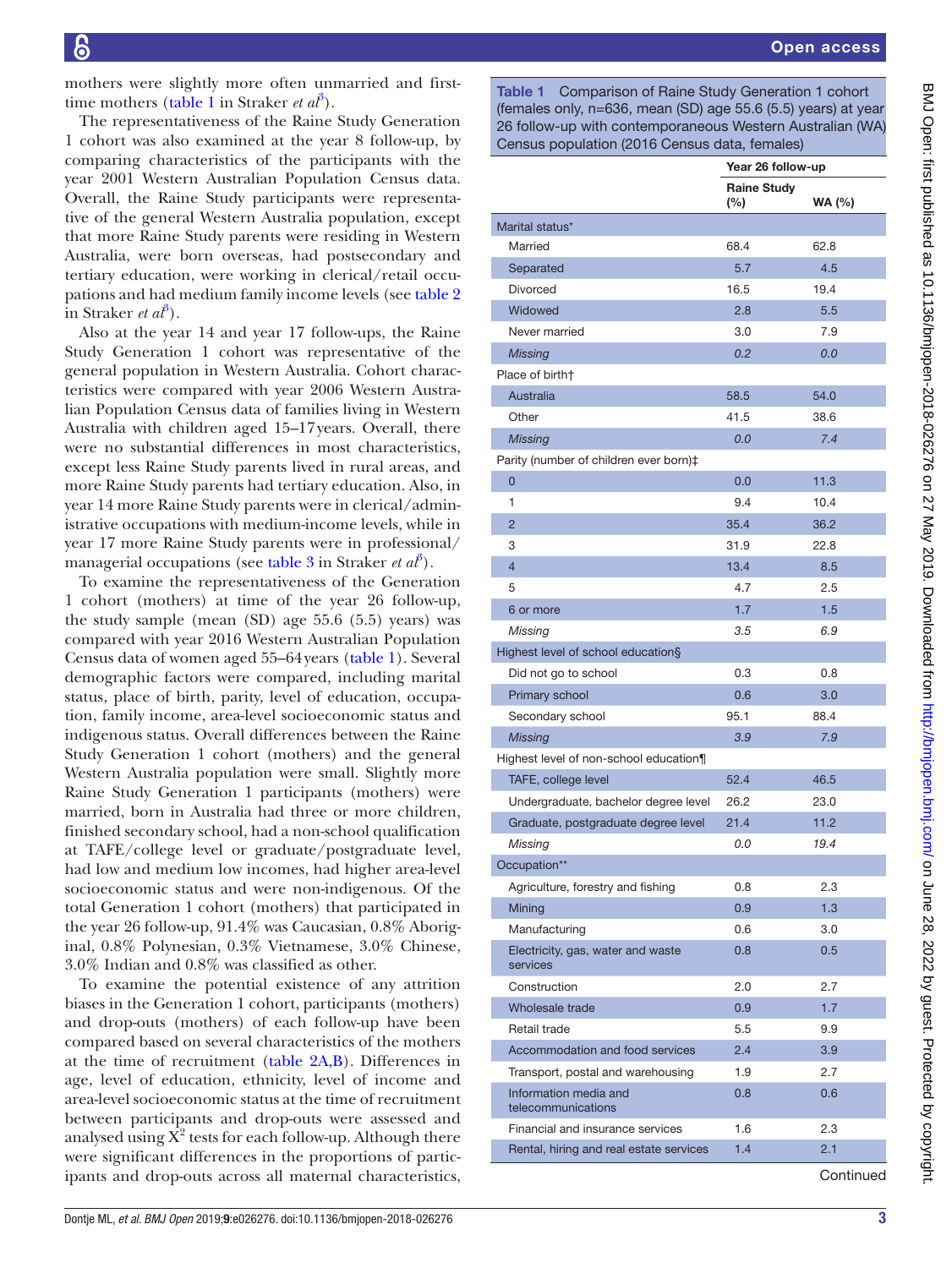mothers were slightly more often unmarried and first-time mothers (table 1 in Straker *et al*[3]).

The representativeness of the Raine Study Generation 1 cohort was also examined at the year 8 follow-up, by comparing characteristics of the participants with the year 2001 Western Australian Population Census data. Overall, the Raine Study participants were representative of the general Western Australia population, except that more Raine Study parents were residing in Western Australia, were born overseas, had postsecondary and tertiary education, were working in clerical/retail occupations and had medium family income levels (see table 2 in Straker *et al*[3]).

Also at the year 14 and year 17 follow-ups, the Raine Study Generation 1 cohort was representative of the general population in Western Australia. Cohort characteristics were compared with year 2006 Western Australian Population Census data of families living in Western Australia with children aged 15–17 years. Overall, there were no substantial differences in most characteristics, except less Raine Study parents lived in rural areas, and more Raine Study parents had tertiary education. Also, in year 14 more Raine Study parents were in clerical/administrative occupations with medium-income levels, while in year 17 more Raine Study parents were in professional/managerial occupations (see table 3 in Straker *et al*[3]).

To examine the representativeness of the Generation 1 cohort (mothers) at time of the year 26 follow-up, the study sample (mean (SD) age 55.6 (5.5) years) was compared with year 2016 Western Australian Population Census data of women aged 55–64 years (table 1). Several demographic factors were compared, including marital status, place of birth, parity, level of education, occupation, family income, area-level socioeconomic status and indigenous status. Overall differences between the Raine Study Generation 1 cohort (mothers) and the general Western Australia population were small. Slightly more Raine Study Generation 1 participants (mothers) were married, born in Australia had three or more children, finished secondary school, had a non-school qualification at TAFE/college level or graduate/postgraduate level, had low and medium low incomes, had higher area-level socioeconomic status and were non-indigenous. Of the total Generation 1 cohort (mothers) that participated in the year 26 follow-up, 91.4% was Caucasian, 0.8% Aboriginal, 0.8% Polynesian, 0.3% Vietnamese, 3.0% Chinese, 3.0% Indian and 0.8% was classified as other.

To examine the potential existence of any attrition biases in the Generation 1 cohort, participants (mothers) and drop-outs (mothers) of each follow-up have been compared based on several characteristics of the mothers at the time of recruitment (table 2A,B). Differences in age, level of education, ethnicity, level of income and area-level socioeconomic status at the time of recruitment between participants and drop-outs were assessed and analysed using $X^2$ tests for each follow-up. Although there were significant differences in the proportions of participants and drop-outs across all maternal characteristics,

**Table 1** Comparison of Raine Study Generation 1 cohort (females only, n=636, mean (SD) age 55.6 (5.5) years) at year 26 follow-up with contemporaneous Western Australian (WA) Census population (2016 Census data, females)

| | Year 26 follow-up | |
|---|---|---|
| | Raine Study (%) | WA (%) |
| Marital status* | | |
| Married | 68.4 | 62.8 |
| Separated | 5.7 | 4.5 |
| Divorced | 16.5 | 19.4 |
| Widowed | 2.8 | 5.5 |
| Never married | 3.0 | 7.9 |
| *Missing* | *0.2* | *0.0* |
| Place of birth† | | |
| Australia | 58.5 | 54.0 |
| Other | 41.5 | 38.6 |
| *Missing* | *0.0* | *7.4* |
| Parity (number of children ever born)‡ | | |
| 0 | 0.0 | 11.3 |
| 1 | 9.4 | 10.4 |
| 2 | 35.4 | 36.2 |
| 3 | 31.9 | 22.8 |
| 4 | 13.4 | 8.5 |
| 5 | 4.7 | 2.5 |
| 6 or more | 1.7 | 1.5 |
| *Missing* | *3.5* | *6.9* |
| Highest level of school education§ | | |
| Did not go to school | 0.3 | 0.8 |
| Primary school | 0.6 | 3.0 |
| Secondary school | 95.1 | 88.4 |
| *Missing* | *3.9* | *7.9* |
| Highest level of non-school education¶ | | |
| TAFE, college level | 52.4 | 46.5 |
| Undergraduate, bachelor degree level | 26.2 | 23.0 |
| Graduate, postgraduate degree level | 21.4 | 11.2 |
| *Missing* | *0.0* | *19.4* |
| Occupation** | | |
| Agriculture, forestry and fishing | 0.8 | 2.3 |
| Mining | 0.9 | 1.3 |
| Manufacturing | 0.6 | 3.0 |
| Electricity, gas, water and waste services | 0.8 | 0.5 |
| Construction | 2.0 | 2.7 |
| Wholesale trade | 0.9 | 1.7 |
| Retail trade | 5.5 | 9.9 |
| Accommodation and food services | 2.4 | 3.9 |
| Transport, postal and warehousing | 1.9 | 2.7 |
| Information media and telecommunications | 0.8 | 0.6 |
| Financial and insurance services | 1.6 | 2.3 |
| Rental, hiring and real estate services | 1.4 | 2.1 |

Continued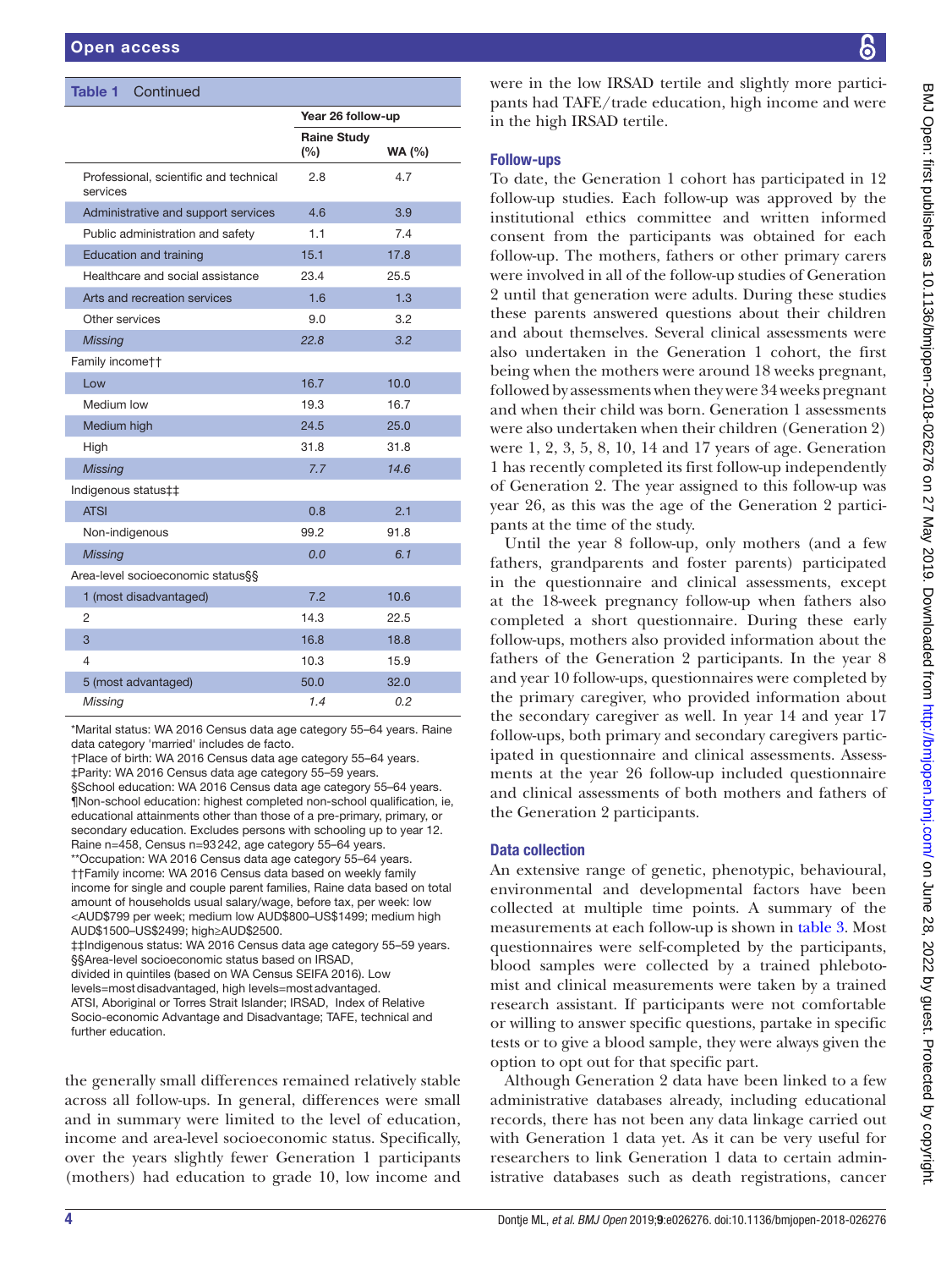**Table 1** Continued

| | Year 26 follow-up | |
|---|---|---|
| | Raine Study (%) | WA (%) |
| Professional, scientific and technical services | 2.8 | 4.7 |
| Administrative and support services | 4.6 | 3.9 |
| Public administration and safety | 1.1 | 7.4 |
| Education and training | 15.1 | 17.8 |
| Healthcare and social assistance | 23.4 | 25.5 |
| Arts and recreation services | 1.6 | 1.3 |
| Other services | 9.0 | 3.2 |
| *Missing* | *22.8* | *3.2* |
| Family income†† | | |
| Low | 16.7 | 10.0 |
| Medium low | 19.3 | 16.7 |
| Medium high | 24.5 | 25.0 |
| High | 31.8 | 31.8 |
| *Missing* | *7.7* | *14.6* |
| Indigenous status‡‡ | | |
| ATSI | 0.8 | 2.1 |
| Non-indigenous | 99.2 | 91.8 |
| *Missing* | *0.0* | *6.1* |
| Area-level socioeconomic status§§ | | |
| 1 (most disadvantaged) | 7.2 | 10.6 |
| 2 | 14.3 | 22.5 |
| 3 | 16.8 | 18.8 |
| 4 | 10.3 | 15.9 |
| 5 (most advantaged) | 50.0 | 32.0 |
| *Missing* | *1.4* | *0.2* |

*Marital status: WA 2016 Census data age category 55–64 years. Raine data category 'married' includes de facto.
†Place of birth: WA 2016 Census data age category 55–64 years.
‡Parity: WA 2016 Census data age category 55–59 years.
§School education: WA 2016 Census data age category 55–64 years.
¶Non-school education: highest completed non-school qualification, ie, educational attainments other than those of a pre-primary, primary, or secondary education. Excludes persons with schooling up to year 12. Raine n=458, Census n=93 242, age category 55–64 years.
**Occupation: WA 2016 Census data age category 55–64 years.
††Family income: WA 2016 Census data based on weekly family income for single and couple parent families, Raine data based on total amount of households usual salary/wage, before tax, per week: low <AUD$799 per week; medium low AUD$800–US$1499; medium high AUD$1500–US$2499; high≥AUD$2500.
‡‡Indigenous status: WA 2016 Census data age category 55–59 years.
§§Area-level socioeconomic status based on IRSAD, divided in quintiles (based on WA Census SEIFA 2016). Low levels=most disadvantaged, high levels=most advantaged.
ATSI, Aboriginal or Torres Strait Islander; IRSAD, Index of Relative Socio-economic Advantage and Disadvantage; TAFE, technical and further education.

the generally small differences remained relatively stable across all follow-ups. In general, differences were small and in summary were limited to the level of education, income and area-level socioeconomic status. Specifically, over the years slightly fewer Generation 1 participants (mothers) had education to grade 10, low income and were in the low IRSAD tertile and slightly more participants had TAFE/trade education, high income and were in the high IRSAD tertile.

## Follow-ups

To date, the Generation 1 cohort has participated in 12 follow-up studies. Each follow-up was approved by the institutional ethics committee and written informed consent from the participants was obtained for each follow-up. The mothers, fathers or other primary carers were involved in all of the follow-up studies of Generation 2 until that generation were adults. During these studies these parents answered questions about their children and about themselves. Several clinical assessments were also undertaken in the Generation 1 cohort, the first being when the mothers were around 18 weeks pregnant, followed by assessments when they were 34 weeks pregnant and when their child was born. Generation 1 assessments were also undertaken when their children (Generation 2) were 1, 2, 3, 5, 8, 10, 14 and 17 years of age. Generation 1 has recently completed its first follow-up independently of Generation 2. The year assigned to this follow-up was year 26, as this was the age of the Generation 2 participants at the time of the study.

Until the year 8 follow-up, only mothers (and a few fathers, grandparents and foster parents) participated in the questionnaire and clinical assessments, except at the 18-week pregnancy follow-up when fathers also completed a short questionnaire. During these early follow-ups, mothers also provided information about the fathers of the Generation 2 participants. In the year 8 and year 10 follow-ups, questionnaires were completed by the primary caregiver, who provided information about the secondary caregiver as well. In year 14 and year 17 follow-ups, both primary and secondary caregivers participated in questionnaire and clinical assessments. Assessments at the year 26 follow-up included questionnaire and clinical assessments of both mothers and fathers of the Generation 2 participants.

## Data collection

An extensive range of genetic, phenotypic, behavioural, environmental and developmental factors have been collected at multiple time points. A summary of the measurements at each follow-up is shown in table 3. Most questionnaires were self-completed by the participants, blood samples were collected by a trained phlebotomist and clinical measurements were taken by a trained research assistant. If participants were not comfortable or willing to answer specific questions, partake in specific tests or to give a blood sample, they were always given the option to opt out for that specific part.

Although Generation 2 data have been linked to a few administrative databases already, including educational records, there has not been any data linkage carried out with Generation 1 data yet. As it can be very useful for researchers to link Generation 1 data to certain administrative databases such as death registrations, cancer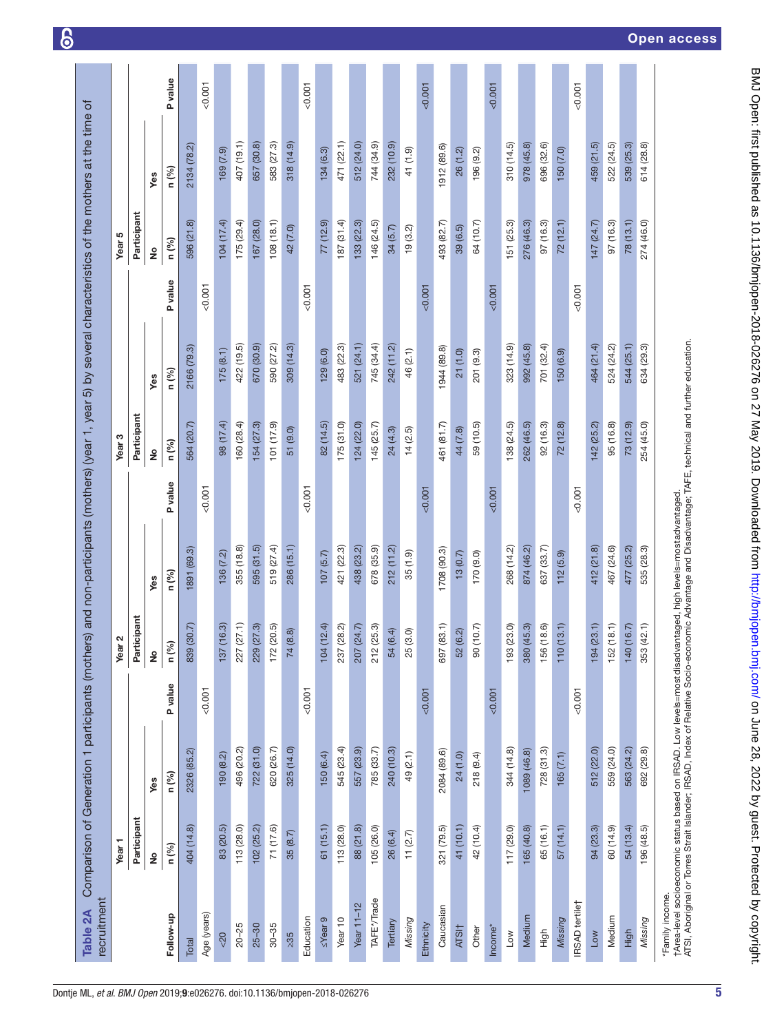**Table 2A** Comparison of Generation 1 participants (mothers) and non-participants (mothers) (year 1, year 5) by several characteristics of the mothers at the time of recruitment

| Follow-up | Year 1 | | | Year 2 | | | Year 3 | | | Year 5 | | |
|---|---|---|---|---|---|---|---|---|---|---|---|---|
| | Participant | | | Participant | | | Participant | | | Participant | | |
| | No | Yes | | No | Yes | | No | Yes | | No | Yes | |
| | n (%) | n (%) | P value | n (%) | n (%) | P value | n (%) | n (%) | P value | n (%) | n (%) | P value |
| Total | 404 (14.8) | 2326 (85.2) | | 839 (30.7) | 1891 (69.3) | | 564 (20.7) | 2166 (79.3) | | 596 (21.8) | 2134 (78.2) | |
| Age (years) | | | <0.001 | | | <0.001 | | | <0.001 | | | <0.001 |
| <20 | 83 (20.5) | 190 (8.2) | | 137 (16.3) | 136 (7.2) | | 98 (17.4) | 175 (8.1) | | 104 (17.4) | 169 (7.9) | |
| 20–25 | 113 (28.0) | 496 (20.2) | | 227 (27.1) | 355 (18.8) | | 160 (28.4) | 422 (19.5) | | 175 (29.4) | 407 (19.1) | |
| 25–30 | 102 (25.2) | 722 (31.0) | | 229 (27.3) | 595 (31.5) | | 154 (27.3) | 670 (30.9) | | 167 (28.0) | 657 (30.8) | |
| 30–35 | 71 (17.6) | 620 (26.7) | | 172 (20.5) | 519 (27.4) | | 101 (17.9) | 590 (27.2) | | 108 (18.1) | 583 (27.3) | |
| ≥35 | 35 (8.7) | 325 (14.0) | | 74 (8.8) | 286 (15.1) | | 51 (9.0) | 309 (14.3) | | 42 (7.0) | 318 (14.9) | |
| Education | | | <0.001 | | | <0.001 | | | <0.001 | | | <0.001 |
| ≤Year 9 | 61 (15.1) | 150 (6.4) | | 104 (12.4) | 107 (5.7) | | 82 (14.5) | 129 (6.0) | | 77 (12.9) | 134 (6.3) | |
| Year 10 | 113 (28.0) | 545 (23.4) | | 237 (28.2) | 421 (22.3) | | 175 (31.0) | 483 (22.3) | | 187 (31.4) | 471 (22.1) | |
| Year 11–12 | 88 (21.8) | 557 (23.9) | | 207 (24.7) | 438 (23.2) | | 124 (22.0) | 521 (24.1) | | 133 (22.3) | 512 (24.0) | |
| TAFE*/Trade | 105 (26.0) | 785 (33.7) | | 212 (25.3) | 678 (35.9) | | 145 (25.7) | 745 (34.4) | | 146 (24.5) | 744 (34.9) | |
| Tertiary | 26 (6.4) | 240 (10.3) | | 54 (6.4) | 212 (11.2) | | 24 (4.3) | 242 (11.2) | | 34 (5.7) | 232 (10.9) | |
| *Missing* | 11 (2.7) | 49 (2.1) | | 25 (3.0) | 35 (1.9) | | 14 (2.5) | 46 (2.1) | | 19 (3.2) | 41 (1.9) | |
| Ethnicity | | | <0.001 | | | <0.001 | | | <0.001 | | | <0.001 |
| Caucasian | 321 (79.5) | 2084 (89.6) | | 697 (83.1) | 1708 (90.3) | | 461 (81.7) | 1944 (89.8) | | 493 (82.7) | 1912 (89.6) | |
| ATSI† | 41 (10.1) | 24 (1.0) | | 52 (6.2) | 13 (0.7) | | 44 (7.8) | 21 (1.0) | | 39 (6.5) | 26 (1.2) | |
| Other | 42 (10.4) | 218 (9.4) | | 90 (10.7) | 170 (9.0) | | 59 (10.5) | 201 (9.3) | | 64 (10.7) | 196 (9.2) | |
| Income* | | | <0.001 | | | <0.001 | | | <0.001 | | | <0.001 |
| Low | 117 (29.0) | 344 (14.8) | | 193 (23.0) | 268 (14.2) | | 138 (24.5) | 323 (14.9) | | 151 (25.3) | 310 (14.5) | |
| Medium | 165 (40.8) | 1089 (46.8) | | 380 (45.3) | 874 (46.2) | | 262 (46.5) | 992 (45.8) | | 276 (46.3) | 978 (45.8) | |
| High | 65 (16.1) | 728 (31.3) | | 156 (18.6) | 637 (33.7) | | 92 (16.3) | 701 (32.4) | | 97 (16.3) | 696 (32.6) | |
| *Missing* | 57 (14.1) | 165 (7.1) | | 110 (13.1) | 112 (5.9) | | 72 (12.8) | 150 (6.9) | | 72 (12.1) | 150 (7.0) | |
| IRSAD tertile† | | | <0.001 | | | <0.001 | | | <0.001 | | | <0.001 |
| Low | 94 (23.3) | 512 (22.0) | | 194 (23.1) | 412 (21.8) | | 142 (25.2) | 464 (21.4) | | 147 (24.7) | 459 (21.5) | |
| Medium | 60 (14.9) | 559 (24.0) | | 152 (18.1) | 467 (24.6) | | 95 (16.8) | 524 (24.2) | | 97 (16.3) | 522 (24.5) | |
| High | 54 (13.4) | 563 (24.2) | | 140 (16.7) | 477 (25.2) | | 73 (12.9) | 544 (25.1) | | 78 (13.1) | 539 (25.3) | |
| *Missing* | 196 (48.5) | 692 (29.8) | | 353 (42.1) | 535 (28.3) | | 254 (45.0) | 634 (29.3) | | 274 (46.0) | 614 (28.8) | |

*Family income.
†Area-level socioeconomic status based on IRSAD. Low levels=most disadvantaged, high levels=most advantaged.
ATSI, Aboriginal or Torres Strait Islander; IRSAD, Index of Relative Socio-economic Advantage and Disadvantage; TAFE, technical and further education.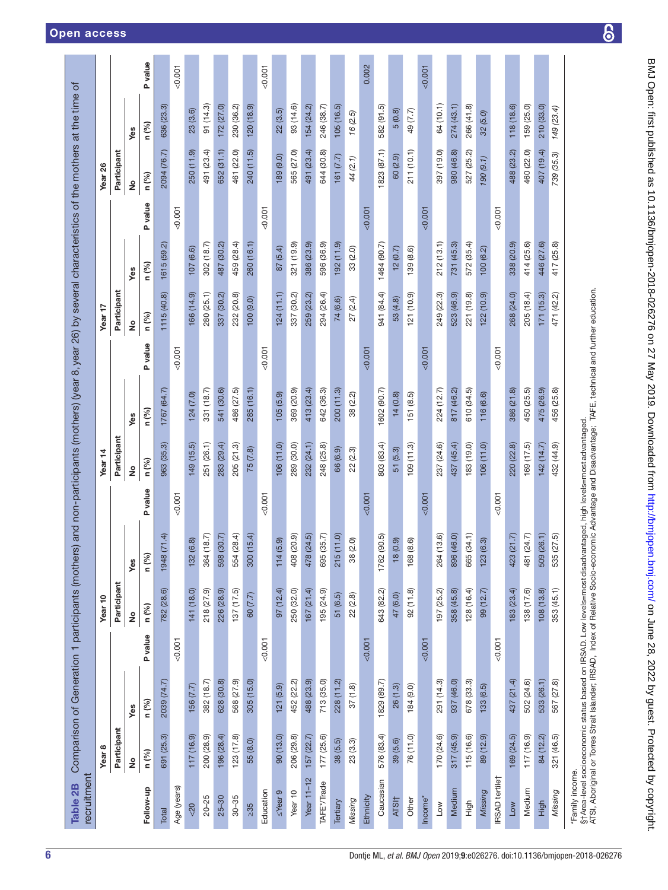**Table 2B** Comparison of Generation 1 participants (mothers) and non-participants (mothers) (year 8, year 14, year 17, year 26) by several characteristics of the mothers at the time of recruitment

| Follow-up | Year 8 | | | Year 10 | | | Year 14 | | | Year 17 | | | Year 26 | | |
|---|---|---|---|---|---|---|---|---|---|---|---|---|---|---|---|
| | Participant | | | Participant | | | Participant | | | Participant | | | Participant | | |
| | No | Yes | | No | Yes | | No | Yes | | No | Yes | | No | Yes | |
| | n (%) | n (%) | P value | n (%) | n (%) | P value | n (%) | n (%) | P value | n (%) | n (%) | P value | n (%) | n (%) | P value |
| Total | 691 (25.3) | 2039 (74.7) | | 782 (28.6) | 1948 (71.4) | | 963 (35.3) | 1767 (64.7) | | 1115 (40.8) | 1615 (59.2) | | 2094 (76.7) | 636 (23.3) | |
| Age (years) | | | <0.001 | | | <0.001 | | | <0.001 | | | <0.001 | | | <0.001 |
| <20 | 117 (16.9) | 156 (7.7) | | 141 (18.0) | 132 (6.8) | | 149 (15.5) | 124 (7.0) | | 166 (14.9) | 107 (6.6) | | 250 (11.9) | 23 (3.6) | |
| 20–25 | 200 (28.9) | 382 (18.7) | | 218 (27.9) | 364 (18.7) | | 251 (26.1) | 331 (18.7) | | 280 (25.1) | 302 (18.7) | | 491 (23.4) | 91 (14.3) | |
| 25–30 | 196 (28.4) | 628 (30.8) | | 226 (28.9) | 598 (30.7) | | 283 (29.4) | 541 (30.6) | | 337 (30.2) | 487 (30.2) | | 652 (31.1) | 172 (27.0) | |
| 30–35 | 123 (17.8) | 568 (27.9) | | 137 (17.5) | 554 (28.4) | | 205 (21.3) | 486 (27.5) | | 232 (20.8) | 459 (28.4) | | 461 (22.0) | 230 (36.2) | |
| ≥35 | 55 (8.0) | 305 (15.0) | | 60 (7.7) | 300 (15.4) | | 75 (7.8) | 285 (16.1) | | 100 (9.0) | 260 (16.1) | | 240 (11.5) | 120 (18.9) | |
| Education | | | <0.001 | | | <0.001 | | | <0.001 | | | <0.001 | | | <0.001 |
| ≤Year 9 | 90 (13.0) | 121 (5.9) | | 97 (12.4) | 114 (5.9) | | 106 (11.0) | 105 (5.9) | | 124 (11.1) | 87 (5.4) | | 189 (9.0) | 22 (3.5) | |
| Year 10 | 206 (29.8) | 452 (22.2) | | 250 (32.0) | 408 (20.9) | | 289 (30.0) | 369 (20.9) | | 337 (30.2) | 321 (19.9) | | 565 (27.0) | 93 (14.6) | |
| Year 11–12 | 157 (22.7) | 488 (23.9) | | 167 (21.4) | 478 (24.5) | | 232 (24.1) | 413 (23.4) | | 259 (23.2) | 386 (23.9) | | 491 (23.4) | 154 (24.2) | |
| TAFE*/Trade | 177 (25.6) | 713 (35.0) | | 195 (24.9) | 695 (35.7) | | 248 (25.8) | 642 (36.3) | | 294 (26.4) | 596 (36.9) | | 644 (30.8) | 246 (38.7) | |
| Tertiary | 38 (5.5) | 228 (11.2) | | 51 (6.5) | 215 (11.0) | | 66 (6.9) | 200 (11.3) | | 74 (6.6) | 192 (11.9) | | 161 (7.7) | 105 (16.5) | |
| *Missing* | 23 (3.3) | 37 (1.8) | | 22 (2.8) | 38 (2.0) | | 22 (2.3) | 38 (2.2) | | 27 (2.4) | 33 (2.0) | | *44 (2.1)* | *16 (2.5)* | |
| Ethnicity | | | <0.001 | | | <0.001 | | | <0.001 | | | <0.001 | | | 0.002 |
| Caucasian | 576 (83.4) | 1829 (89.7) | | 643 (82.2) | 1762 (90.5) | | 803 (83.4) | 1602 (90.7) | | 941 (84.4) | 1464 (90.7) | | 1823 (87.1) | 582 (91.5) | |
| ATSI† | 39 (5.6) | 26 (1.3) | | 47 (6.0) | 18 (0.9) | | 51 (5.3) | 14 (0.8) | | 53 (4.8) | 12 (0.7) | | 60 (2.9) | 5 (0.8) | |
| Other | 76 (11.0) | 184 (9.0) | | 92 (11.8) | 168 (8.6) | | 109 (11.3) | 151 (8.5) | | 121 (10.9) | 139 (8.6) | | 211 (10.1) | 49 (7.7) | |
| Income* | | | <0.001 | | | <0.001 | | | <0.001 | | | <0.001 | | | <0.001 |
| Low | 170 (24.6) | 291 (14.3) | | 197 (25.2) | 264 (13.6) | | 237 (24.6) | 224 (12.7) | | 249 (22.3) | 212 (13.1) | | 397 (19.0) | 64 (10.1) | |
| Medium | 317 (45.9) | 937 (46.0) | | 358 (45.8) | 896 (46.0) | | 437 (45.4) | 817 (46.2) | | 523 (46.9) | 731 (45.3) | | 980 (46.8) | 274 (43.1) | |
| High | 115 (16.6) | 678 (33.3) | | 128 (16.4) | 665 (34.1) | | 183 (19.0) | 610 (34.5) | | 221 (19.8) | 572 (35.4) | | 527 (25.2) | 266 (41.8) | |
| *Missing* | 89 (12.9) | 133 (6.5) | | 99 (12.7) | 123 (6.3) | | 106 (11.0) | 116 (6.6) | | 122 (10.9) | 100 (6.2) | | *190 (9.1)* | *32 (5.0)* | |
| IRSAD tertile† | | | <0.001 | | | <0.001 | | | <0.001 | | | <0.001 | | | <0.001 |
| Low | 169 (24.5) | 437 (21.4) | | 183 (23.4) | 423 (21.7) | | 220 (22.8) | 386 (21.8) | | 268 (24.0) | 338 (20.9) | | 488 (23.2) | 118 (18.6) | |
| Medium | 117 (16.9) | 502 (24.6) | | 138 (17.6) | 481 (24.7) | | 169 (17.5) | 450 (25.5) | | 205 (18.4) | 414 (25.6) | | 460 (22.0) | 159 (25.0) | |
| High | 84 (12.2) | 533 (26.1) | | 108 (13.8) | 509 (26.1) | | 142 (14.7) | 475 (26.9) | | 171 (15.3) | 446 (27.6) | | 407 (19.4) | 210 (33.0) | |
| *Missing* | 321 (46.5) | 567 (27.8) | | 353 (45.1) | 535 (27.5) | | 432 (44.9) | 456 (25.8) | | 471 (42.2) | 417 (25.8) | | *739 (35.3)* | *149 (23.4)* | |

*Family income.
§†Area-level socioeconomic status based on IRSAD. Low levels=most disadvantaged, high levels=most advantaged.
ATSI, Aboriginal or Torres Strait Islander; IRSAD, Index of Relative Socio-economic Advantage and Disadvantage; TAFE, technical and further education.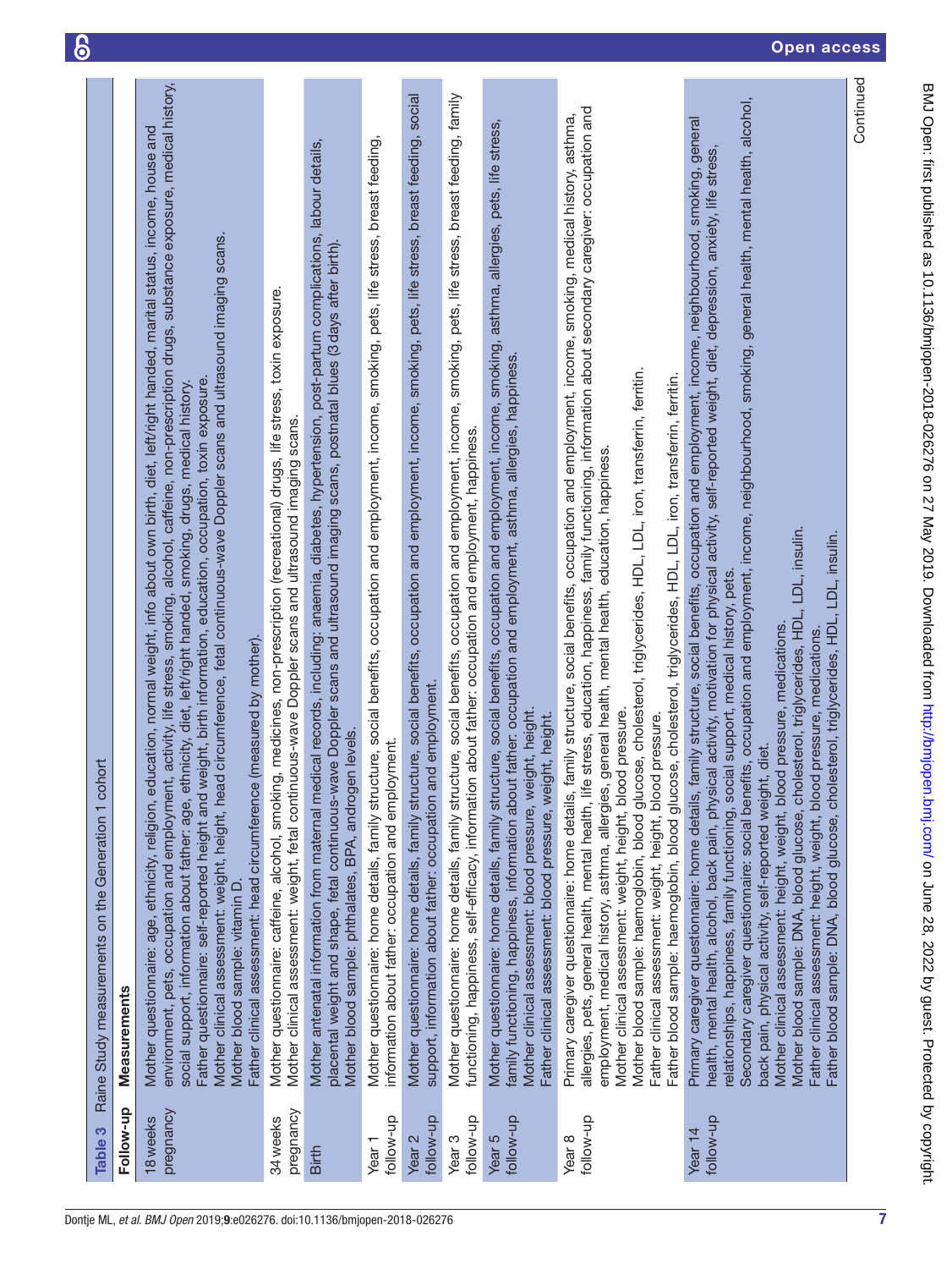**Table 3** Raine Study measurements on the Generation 1 cohort

| Follow-up | Measurements |
|---|---|
| 18 weeks pregnancy | Mother questionnaire: age, ethnicity, religion, education, normal weight, info about own birth, diet, left/right handed, marital status, income, house and environment, pets, occupation and employment, activity, life stress, smoking, alcohol, caffeine, non-prescription drugs, substance exposure, medical history, social support, information about father: age, ethnicity, diet, left/right handed, smoking, drugs, medical history.<br>Father questionnaire: self-reported height and weight, birth information, education, occupation, toxin exposure.<br>Mother clinical assessment: weight, height, head circumference, fetal continuous-wave Doppler scans and ultrasound imaging scans.<br>Mother blood sample: vitamin D.<br>Father clinical assessment: head circumference (measured by mother). |
| 34 weeks pregnancy | Mother questionnaire: caffeine, alcohol, smoking, medicines, non-prescription (recreational) drugs, life stress, toxin exposure.<br>Mother clinical assessment: weight, fetal continuous-wave Doppler scans and ultrasound imaging scans. |
| Birth | Mother antenatal information from maternal medical records, including: anaemia, diabetes, hypertension, post-partum complications, labour details, placental weight and shape, fetal continuous-wave Doppler scans and ultrasound imaging scans, postnatal blues (3 days after birth).<br>Mother blood sample: phthalates, BPA, androgen levels. |
| Year 1 follow-up | Mother questionnaire: home details, family structure, social benefits, occupation and employment, income, smoking, pets, life stress, breast feeding, information about father: occupation and employment. |
| Year 2 follow-up | Mother questionnaire: home details, family structure, social benefits, occupation and employment, income, smoking, pets, life stress, breast feeding, social support, information about father: occupation and employment. |
| Year 3 follow-up | Mother questionnaire: home details, family structure, social benefits, occupation and employment, income, smoking, pets, life stress, breast feeding, family functioning, happiness, self-efficacy, information about father: occupation and employment, happiness. |
| Year 5 follow-up | Mother questionnaire: home details, family structure, social benefits, occupation and employment, income, smoking, asthma, allergies, pets, life stress, family functioning, happiness, information about father: occupation and employment, asthma, allergies, happiness.<br>Mother clinical assessment: blood pressure, weight, height.<br>Father clinical assessment: blood pressure, weight, height. |
| Year 8 follow-up | Primary caregiver questionnaire: home details, family structure, social benefits, occupation and employment, income, smoking, medical history, asthma, allergies, pets, general health, mental health, life stress, education, happiness, family functioning, information about secondary caregiver: occupation and employment, medical history, asthma, allergies, general health, mental health, education, happiness.<br>Mother clinical assessment: weight, height, blood pressure.<br>Mother blood sample: haemoglobin, blood glucose, cholesterol, triglycerides, HDL, LDL, iron, transferrin, ferritin.<br>Father clinical assessment: weight, height, blood pressure.<br>Father blood sample: haemoglobin, blood glucose, cholesterol, triglycerides, HDL, LDL, iron, transferrin, ferritin. |
| Year 14 follow-up | Primary caregiver questionnaire: home details, family structure, social benefits, occupation and employment, income, neighbourhood, smoking, general health, mental health, alcohol, back pain, physical activity, motivation for physical activity, self-reported weight, diet, depression, anxiety, life stress, relationships, happiness, family functioning, social support, medical history, pets.<br>Secondary caregiver questionnaire: social benefits, occupation and employment, income, neighbourhood, smoking, general health, mental health, alcohol, back pain, physical activity, self-reported weight, diet.<br>Mother clinical assessment: height, weight, blood pressure, medications.<br>Mother blood sample: DNA, blood glucose, cholesterol, triglycerides, HDL, LDL, insulin.<br>Father clinical assessment: height, weight, blood pressure, medications.<br>Father blood sample: DNA, blood glucose, cholesterol, triglycerides, HDL, LDL, insulin. |

Continued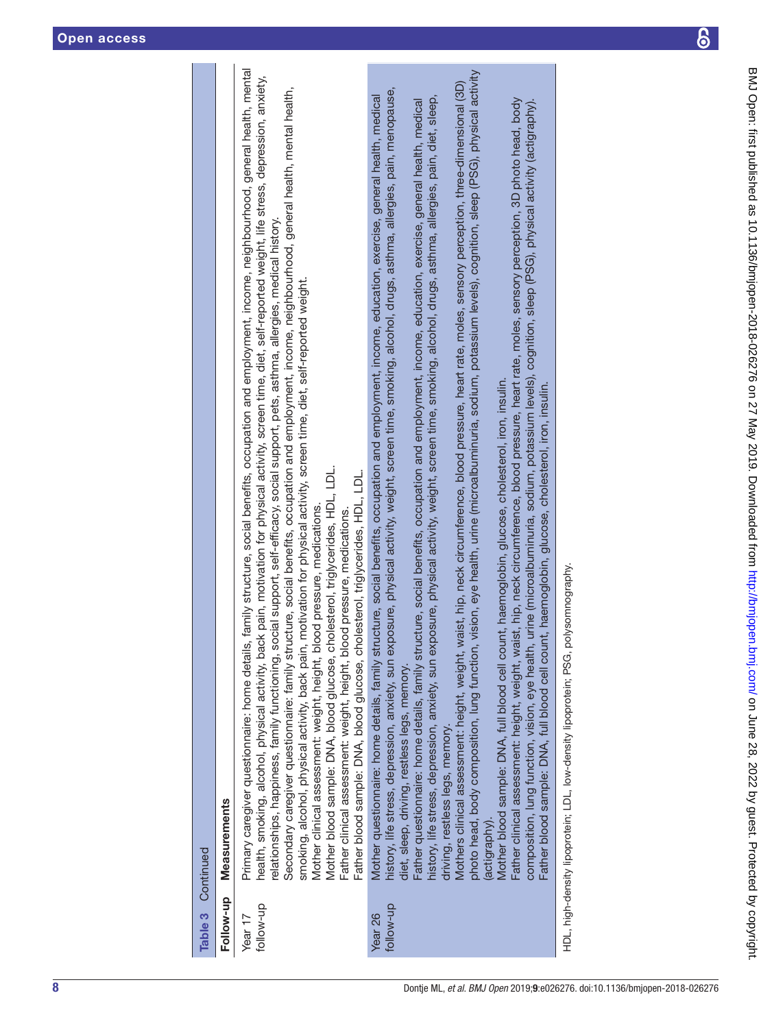**Table 3** Continued

| Follow-up | Measurements |
|---|---|
| Year 17 follow-up | Primary caregiver questionnaire: home details, family structure, social benefits, occupation and employment, income, neighbourhood, general health, mental health, smoking, alcohol, physical activity, back pain, motivation for physical activity, screen time, diet, self-reported weight, life stress, depression, anxiety, relationships, happiness, family functioning, social support, self-efficacy, social support, pets, asthma, allergies, medical history.<br>Secondary caregiver questionnaire: family structure, social benefits, occupation and employment, income, neighbourhood, general health, mental health, smoking, alcohol, physical activity, back pain, motivation for physical activity, screen time, diet, self-reported weight.<br>Mother clinical assessment: weight, height, blood pressure, medications.<br>Mother blood sample: DNA, blood glucose, cholesterol, triglycerides, HDL, LDL.<br>Father clinical assessment: weight, height, blood pressure, medications.<br>Father blood sample: DNA, blood glucose, cholesterol, triglycerides, HDL, LDL. |
| Year 26 follow-up | Mother questionnaire: home details, family structure, social benefits, occupation and employment, income, education, exercise, general health, medical history, life stress, depression, anxiety, sun exposure, physical activity, weight, screen time, smoking, alcohol, drugs, asthma, allergies, pain, menopause, diet, sleep, driving, restless legs, memory.<br>Father questionnaire: home details, family structure, social benefits, occupation and employment, income, education, exercise, general health, medical history, life stress, depression, anxiety, sun exposure, physical activity, weight, screen time, smoking, alcohol, drugs, asthma, allergies, pain, diet, sleep, driving, restless legs, memory.<br>Mothers clinical assessment: height, weight, waist, hip, neck circumference, blood pressure, heart rate, moles, sensory perception, three-dimensional (3D) photo head, body composition, lung function, vision, eye health, urine (microalbuminuria, sodium, potassium levels), cognition, sleep (PSG), physical activity (actigraphy).<br>Mother blood sample: DNA, full blood cell count, haemoglobin, glucose, cholesterol, iron, insulin.<br>Father clinical assessment: height, weight, waist, hip, neck circumference, blood pressure, heart rate, moles, sensory perception, 3D photo head, body composition, lung function, vision, eye health, urine (microalbuminuria, sodium, potassium levels) cognition, sleep (PSG), physical activity (actigraphy).<br>Father blood sample: DNA, full blood cell count, haemoglobin, glucose, cholesterol, iron, insulin. |

HDL, high-density lipoprotein; LDL, low-density lipoprotein; PSG, polysomnography.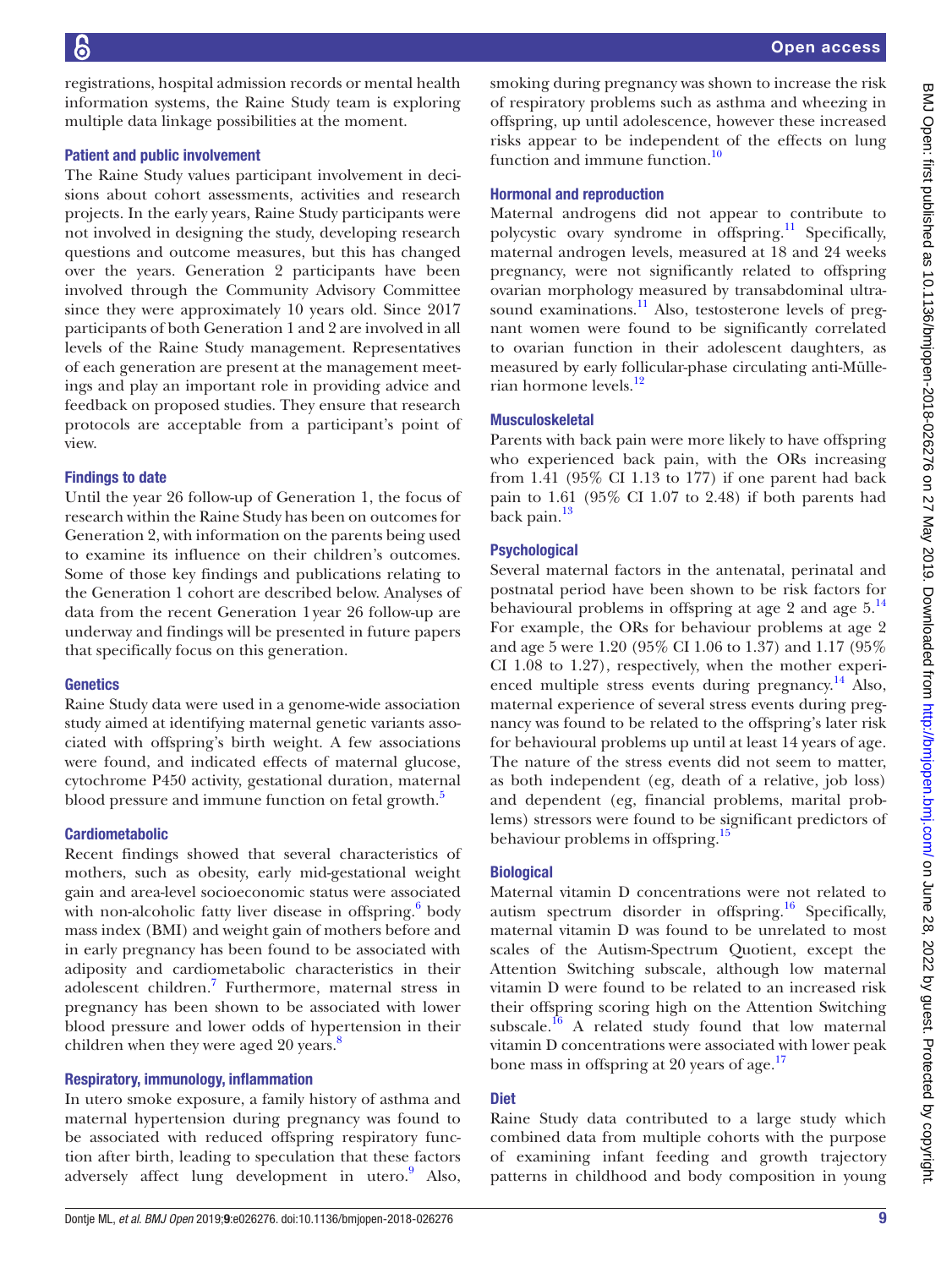registrations, hospital admission records or mental health information systems, the Raine Study team is exploring multiple data linkage possibilities at the moment.

### Patient and public involvement

The Raine Study values participant involvement in decisions about cohort assessments, activities and research projects. In the early years, Raine Study participants were not involved in designing the study, developing research questions and outcome measures, but this has changed over the years. Generation 2 participants have been involved through the Community Advisory Committee since they were approximately 10 years old. Since 2017 participants of both Generation 1 and 2 are involved in all levels of the Raine Study management. Representatives of each generation are present at the management meetings and play an important role in providing advice and feedback on proposed studies. They ensure that research protocols are acceptable from a participant's point of view.

### Findings to date

Until the year 26 follow-up of Generation 1, the focus of research within the Raine Study has been on outcomes for Generation 2, with information on the parents being used to examine its influence on their children's outcomes. Some of those key findings and publications relating to the Generation 1 cohort are described below. Analyses of data from the recent Generation 1 year 26 follow-up are underway and findings will be presented in future papers that specifically focus on this generation.

### Genetics

Raine Study data were used in a genome-wide association study aimed at identifying maternal genetic variants associated with offspring's birth weight. A few associations were found, and indicated effects of maternal glucose, cytochrome P450 activity, gestational duration, maternal blood pressure and immune function on fetal growth.[5]

### Cardiometabolic

Recent findings showed that several characteristics of mothers, such as obesity, early mid-gestational weight gain and area-level socioeconomic status were associated with non-alcoholic fatty liver disease in offspring.[6] body mass index (BMI) and weight gain of mothers before and in early pregnancy has been found to be associated with adiposity and cardiometabolic characteristics in their adolescent children.[7] Furthermore, maternal stress in pregnancy has been shown to be associated with lower blood pressure and lower odds of hypertension in their children when they were aged 20 years.[8]

### Respiratory, immunology, inflammation

In utero smoke exposure, a family history of asthma and maternal hypertension during pregnancy was found to be associated with reduced offspring respiratory function after birth, leading to speculation that these factors adversely affect lung development in utero.[9] Also, smoking during pregnancy was shown to increase the risk of respiratory problems such as asthma and wheezing in offspring, up until adolescence, however these increased risks appear to be independent of the effects on lung function and immune function.[10]

### Hormonal and reproduction

Maternal androgens did not appear to contribute to polycystic ovary syndrome in offspring.[11] Specifically, maternal androgen levels, measured at 18 and 24 weeks pregnancy, were not significantly related to offspring ovarian morphology measured by transabdominal ultrasound examinations.[11] Also, testosterone levels of pregnant women were found to be significantly correlated to ovarian function in their adolescent daughters, as measured by early follicular-phase circulating anti-Müllerian hormone levels.[12]

### Musculoskeletal

Parents with back pain were more likely to have offspring who experienced back pain, with the ORs increasing from 1.41 (95% CI 1.13 to 177) if one parent had back pain to 1.61 (95% CI 1.07 to 2.48) if both parents had back pain.[13]

### Psychological

Several maternal factors in the antenatal, perinatal and postnatal period have been shown to be risk factors for behavioural problems in offspring at age 2 and age 5.[14] For example, the ORs for behaviour problems at age 2 and age 5 were 1.20 (95% CI 1.06 to 1.37) and 1.17 (95% CI 1.08 to 1.27), respectively, when the mother experienced multiple stress events during pregnancy.[14] Also, maternal experience of several stress events during pregnancy was found to be related to the offspring's later risk for behavioural problems up until at least 14 years of age. The nature of the stress events did not seem to matter, as both independent (eg, death of a relative, job loss) and dependent (eg, financial problems, marital problems) stressors were found to be significant predictors of behaviour problems in offspring.[15]

### Biological

Maternal vitamin D concentrations were not related to autism spectrum disorder in offspring.[16] Specifically, maternal vitamin D was found to be unrelated to most scales of the Autism-Spectrum Quotient, except the Attention Switching subscale, although low maternal vitamin D were found to be related to an increased risk their offspring scoring high on the Attention Switching subscale.[16] A related study found that low maternal vitamin D concentrations were associated with lower peak bone mass in offspring at 20 years of age.[17]

### Diet

Raine Study data contributed to a large study which combined data from multiple cohorts with the purpose of examining infant feeding and growth trajectory patterns in childhood and body composition in young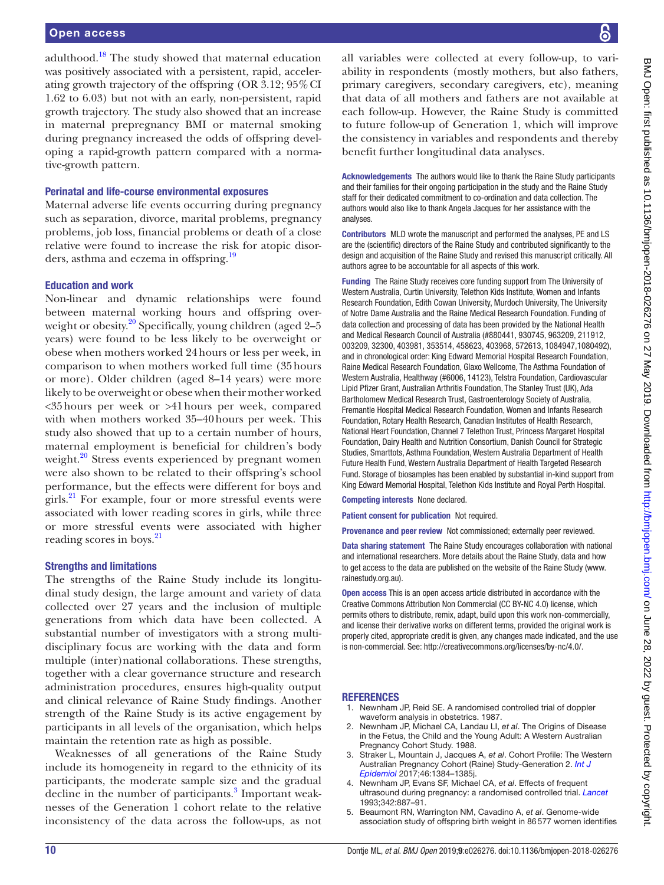adulthood.[18] The study showed that maternal education was positively associated with a persistent, rapid, accelerating growth trajectory of the offspring (OR 3.12; 95% CI 1.62 to 6.03) but not with an early, non-persistent, rapid growth trajectory. The study also showed that an increase in maternal prepregnancy BMI or maternal smoking during pregnancy increased the odds of offspring developing a rapid-growth pattern compared with a normative-growth pattern.

### Perinatal and life-course environmental exposures

Maternal adverse life events occurring during pregnancy such as separation, divorce, marital problems, pregnancy problems, job loss, financial problems or death of a close relative were found to increase the risk for atopic disorders, asthma and eczema in offspring.[19]

### Education and work

Non-linear and dynamic relationships were found between maternal working hours and offspring overweight or obesity.[20] Specifically, young children (aged 2–5 years) were found to be less likely to be overweight or obese when mothers worked 24 hours or less per week, in comparison to when mothers worked full time (35 hours or more). Older children (aged 8–14 years) were more likely to be overweight or obese when their mother worked <35 hours per week or >41 hours per week, compared with when mothers worked 35–40 hours per week. This study also showed that up to a certain number of hours, maternal employment is beneficial for children's body weight.[20] Stress events experienced by pregnant women were also shown to be related to their offspring's school performance, but the effects were different for boys and girls.[21] For example, four or more stressful events were associated with lower reading scores in girls, while three or more stressful events were associated with higher reading scores in boys.[21]

### Strengths and limitations

The strengths of the Raine Study include its longitudinal study design, the large amount and variety of data collected over 27 years and the inclusion of multiple generations from which data have been collected. A substantial number of investigators with a strong multidisciplinary focus are working with the data and form multiple (inter)national collaborations. These strengths, together with a clear governance structure and research administration procedures, ensures high-quality output and clinical relevance of Raine Study findings. Another strength of the Raine Study is its active engagement by participants in all levels of the organisation, which helps maintain the retention rate as high as possible.

Weaknesses of all generations of the Raine Study include its homogeneity in regard to the ethnicity of its participants, the moderate sample size and the gradual decline in the number of participants.[3] Important weaknesses of the Generation 1 cohort relate to the relative inconsistency of the data across the follow-ups, as not all variables were collected at every follow-up, to variability in respondents (mostly mothers, but also fathers, primary caregivers, secondary caregivers, etc), meaning that data of all mothers and fathers are not available at each follow-up. However, the Raine Study is committed to future follow-up of Generation 1, which will improve the consistency in variables and respondents and thereby benefit further longitudinal data analyses.

**Acknowledgements** The authors would like to thank the Raine Study participants and their families for their ongoing participation in the study and the Raine Study staff for their dedicated commitment to co-ordination and data collection. The authors would also like to thank Angela Jacques for her assistance with the analyses.

**Contributors** MLD wrote the manuscript and performed the analyses, PE and LS are the (scientific) directors of the Raine Study and contributed significantly to the design and acquisition of the Raine Study and revised this manuscript critically. All authors agree to be accountable for all aspects of this work.

**Funding** The Raine Study receives core funding support from The University of Western Australia, Curtin University, Telethon Kids Institute, Women and Infants Research Foundation, Edith Cowan University, Murdoch University, The University of Notre Dame Australia and the Raine Medical Research Foundation. Funding of data collection and processing of data has been provided by the National Health and Medical Research Council of Australia (#880441, 930745, 963209, 211912, 003209, 32300, 403981, 353514, 458623, 403968, 572613, 1084947,1080492), and in chronological order: King Edward Memorial Hospital Research Foundation, Raine Medical Research Foundation, Glaxo Wellcome, The Asthma Foundation of Western Australia, Healthway (#6006, 14123), Telstra Foundation, Cardiovascular Lipid Pfizer Grant, Australian Arthritis Foundation, The Stanley Trust (UK), Ada Bartholomew Medical Research Trust, Gastroenterology Society of Australia, Fremantle Hospital Medical Research Foundation, Women and Infants Research Foundation, Rotary Health Research, Canadian Institutes of Health Research, National Heart Foundation, Channel 7 Telethon Trust, Princess Margaret Hospital Foundation, Dairy Health and Nutrition Consortium, Danish Council for Strategic Studies, Smarttots, Asthma Foundation, Western Australia Department of Health Future Health Fund, Western Australia Department of Health Targeted Research Fund. Storage of biosamples has been enabled by substantial in-kind support from King Edward Memorial Hospital, Telethon Kids Institute and Royal Perth Hospital.

**Competing interests** None declared.

**Patient consent for publication** Not required.

**Provenance and peer review** Not commissioned; externally peer reviewed.

**Data sharing statement** The Raine Study encourages collaboration with national and international researchers. More details about the Raine Study, data and how to get access to the data are published on the website of the Raine Study (www.rainestudy.org.au).

**Open access** This is an open access article distributed in accordance with the Creative Commons Attribution Non Commercial (CC BY-NC 4.0) license, which permits others to distribute, remix, adapt, build upon this work non-commercially, and license their derivative works on different terms, provided the original work is properly cited, appropriate credit is given, any changes made indicated, and the use is non-commercial. See: http://creativecommons.org/licenses/by-nc/4.0/.

## REFERENCES

1. Newnham JP, Reid SE. A randomised controlled trial of doppler waveform analysis in obstetrics. 1987.
2. Newnham JP, Michael CA, Landau LI, *et al*. The Origins of Disease in the Fetus, the Child and the Young Adult: A Western Australian Pregnancy Cohort Study. 1988.
3. Straker L, Mountain J, Jacques A, *et al*. Cohort Profile: The Western Australian Pregnancy Cohort (Raine) Study-Generation 2. *Int J Epidemiol* 2017;46:1384–1385j.
4. Newnham JP, Evans SF, Michael CA, *et al*. Effects of frequent ultrasound during pregnancy: a randomised controlled trial. *Lancet* 1993;342:887–91.
5. Beaumont RN, Warrington NM, Cavadino A, *et al*. Genome-wide association study of offspring birth weight in 86 577 women identifies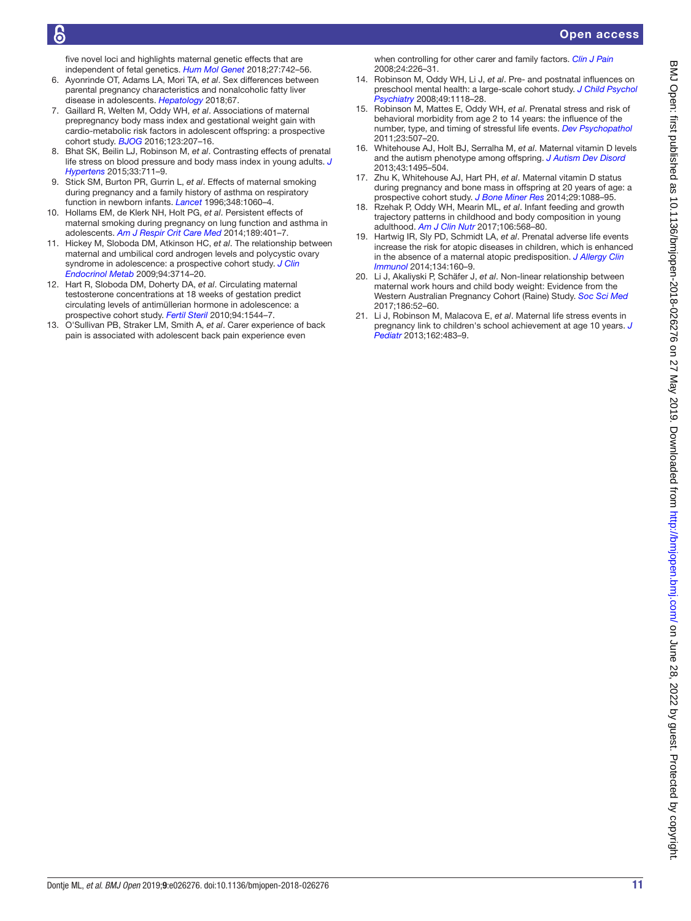five novel loci and highlights maternal genetic effects that are independent of fetal genetics. *Hum Mol Genet* 2018;27:742–56.

6. Ayonrinde OT, Adams LA, Mori TA, *et al*. Sex differences between parental pregnancy characteristics and nonalcoholic fatty liver disease in adolescents. *Hepatology* 2018;67.
7. Gaillard R, Welten M, Oddy WH, *et al*. Associations of maternal prepregnancy body mass index and gestational weight gain with cardio-metabolic risk factors in adolescent offspring: a prospective cohort study. *BJOG* 2016;123:207–16.
8. Bhat SK, Beilin LJ, Robinson M, *et al*. Contrasting effects of prenatal life stress on blood pressure and body mass index in young adults. *J Hypertens* 2015;33:711–9.
9. Stick SM, Burton PR, Gurrin L, *et al*. Effects of maternal smoking during pregnancy and a family history of asthma on respiratory function in newborn infants. *Lancet* 1996;348:1060–4.
10. Hollams EM, de Klerk NH, Holt PG, *et al*. Persistent effects of maternal smoking during pregnancy on lung function and asthma in adolescents. *Am J Respir Crit Care Med* 2014;189:401–7.
11. Hickey M, Sloboda DM, Atkinson HC, *et al*. The relationship between maternal and umbilical cord androgen levels and polycystic ovary syndrome in adolescence: a prospective cohort study. *J Clin Endocrinol Metab* 2009;94:3714–20.
12. Hart R, Sloboda DM, Doherty DA, *et al*. Circulating maternal testosterone concentrations at 18 weeks of gestation predict circulating levels of antimüllerian hormone in adolescence: a prospective cohort study. *Fertil Steril* 2010;94:1544–7.
13. O'Sullivan PB, Straker LM, Smith A, *et al*. Carer experience of back pain is associated with adolescent back pain experience even when controlling for other carer and family factors. *Clin J Pain* 2008;24:226–31.
14. Robinson M, Oddy WH, Li J, *et al*. Pre- and postnatal influences on preschool mental health: a large-scale cohort study. *J Child Psychol Psychiatry* 2008;49:1118–28.
15. Robinson M, Mattes E, Oddy WH, *et al*. Prenatal stress and risk of behavioral morbidity from age 2 to 14 years: the influence of the number, type, and timing of stressful life events. *Dev Psychopathol* 2011;23:507–20.
16. Whitehouse AJ, Holt BJ, Serralha M, *et al*. Maternal vitamin D levels and the autism phenotype among offspring. *J Autism Dev Disord* 2013;43:1495–504.
17. Zhu K, Whitehouse AJ, Hart PH, *et al*. Maternal vitamin D status during pregnancy and bone mass in offspring at 20 years of age: a prospective cohort study. *J Bone Miner Res* 2014;29:1088–95.
18. Rzehak P, Oddy WH, Mearin ML, *et al*. Infant feeding and growth trajectory patterns in childhood and body composition in young adulthood. *Am J Clin Nutr* 2017;106:568–80.
19. Hartwig IR, Sly PD, Schmidt LA, *et al*. Prenatal adverse life events increase the risk for atopic diseases in children, which is enhanced in the absence of a maternal atopic predisposition. *J Allergy Clin Immunol* 2014;134:160–9.
20. Li J, Akaliyski P, Schäfer J, *et al*. Non-linear relationship between maternal work hours and child body weight: Evidence from the Western Australian Pregnancy Cohort (Raine) Study. *Soc Sci Med* 2017;186:52–60.
21. Li J, Robinson M, Malacova E, *et al*. Maternal life stress events in pregnancy link to children's school achievement at age 10 years. *J Pediatr* 2013;162:483–9.